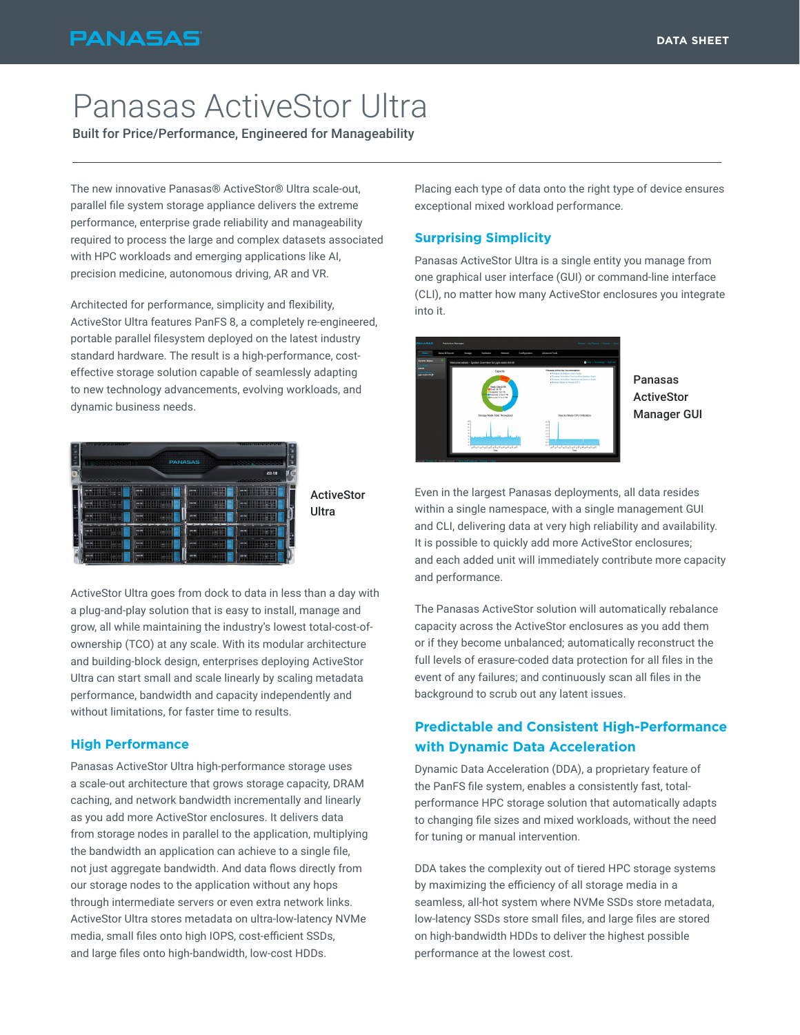# Panasas ActiveStor Ultra

**Built for Price/Performance, Engineered for Manageability**

The new innovative Panasas® ActiveStor® Ultra scale-out, parallel file system storage appliance delivers the extreme performance, enterprise grade reliability and manageability required to process the large and complex datasets associated with HPC workloads and emerging applications like AI, precision medicine, autonomous driving, AR and VR.

Architected for performance, simplicity and flexibility, ActiveStor Ultra features PanFS 8, a completely re-engineered, portable parallel filesystem deployed on the latest industry standard hardware. The result is a high-performance, cost-effective storage solution capable of seamlessly adapting to new technology advancements, evolving workloads, and dynamic business needs.

ActiveStor Ultra

ActiveStor Ultra goes from dock to data in less than a day with a plug-and-play solution that is easy to install, manage and grow, all while maintaining the industry's lowest total-cost-of-ownership (TCO) at any scale. With its modular architecture and building-block design, enterprises deploying ActiveStor Ultra can start small and scale linearly by scaling metadata performance, bandwidth and capacity independently and without limitations, for faster time to results.

## High Performance

Panasas ActiveStor Ultra high-performance storage uses a scale-out architecture that grows storage capacity, DRAM caching, and network bandwidth incrementally and linearly as you add more ActiveStor enclosures. It delivers data from storage nodes in parallel to the application, multiplying the bandwidth an application can achieve to a single file, not just aggregate bandwidth. And data flows directly from our storage nodes to the application without any hops through intermediate servers or even extra network links. ActiveStor Ultra stores metadata on ultra-low-latency NVMe media, small files onto high IOPS, cost-efficient SSDs, and large files onto high-bandwidth, low-cost HDDs.

Placing each type of data onto the right type of device ensures exceptional mixed workload performance.

## Surprising Simplicity

Panasas ActiveStor Ultra is a single entity you manage from one graphical user interface (GUI) or command-line interface (CLI), no matter how many ActiveStor enclosures you integrate into it.

Panasas ActiveStor Manager GUI

Even in the largest Panasas deployments, all data resides within a single namespace, with a single management GUI and CLI, delivering data at very high reliability and availability. It is possible to quickly add more ActiveStor enclosures; and each added unit will immediately contribute more capacity and performance.

The Panasas ActiveStor solution will automatically rebalance capacity across the ActiveStor enclosures as you add them or if they become unbalanced; automatically reconstruct the full levels of erasure-coded data protection for all files in the event of any failures; and continuously scan all files in the background to scrub out any latent issues.

## Predictable and Consistent High-Performance with Dynamic Data Acceleration

Dynamic Data Acceleration (DDA), a proprietary feature of the PanFS file system, enables a consistently fast, total-performance HPC storage solution that automatically adapts to changing file sizes and mixed workloads, without the need for tuning or manual intervention.

DDA takes the complexity out of tiered HPC storage systems by maximizing the efficiency of all storage media in a seamless, all-hot system where NVMe SSDs store metadata, low-latency SSDs store small files, and large files are stored on high-bandwidth HDDs to deliver the highest possible performance at the lowest cost.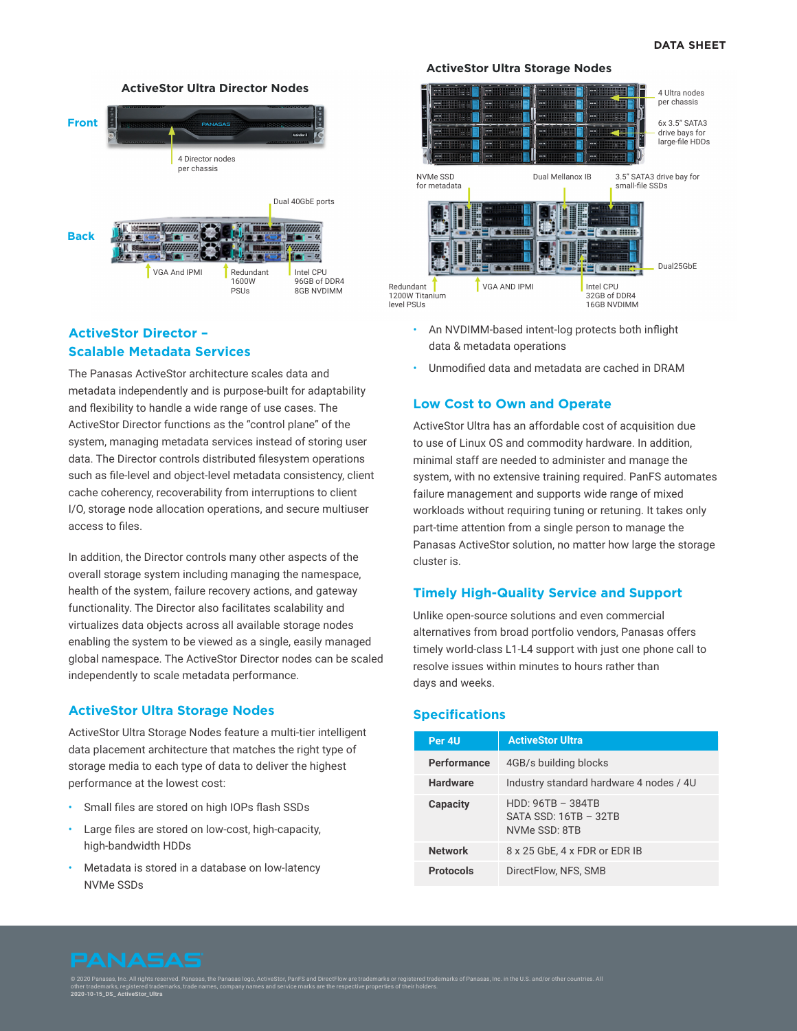DATA SHEET

### ActiveStor Ultra Director Nodes

Front

4 Director nodes per chassis

Back

Dual 40GbE ports

VGA And IPMI

Redundant 1600W PSUs

Intel CPU 96GB of DDR4 8GB NVDIMM

### ActiveStor Ultra Storage Nodes

4 Ultra nodes per chassis

6x 3.5" SATA3 drive bays for large-file HDDs

NVMe SSD for metadata

Dual Mellanox IB

3.5" SATA3 drive bay for small-file SSDs

Dual25GbE

Redundant 1200W Titanium level PSUs

VGA AND IPMI

Intel CPU 32GB of DDR4 16GB NVDIMM

## ActiveStor Director – Scalable Metadata Services

The Panasas ActiveStor architecture scales data and metadata independently and is purpose-built for adaptability and flexibility to handle a wide range of use cases. The ActiveStor Director functions as the "control plane" of the system, managing metadata services instead of storing user data. The Director controls distributed filesystem operations such as file-level and object-level metadata consistency, client cache coherency, recoverability from interruptions to client I/O, storage node allocation operations, and secure multiuser access to files.

In addition, the Director controls many other aspects of the overall storage system including managing the namespace, health of the system, failure recovery actions, and gateway functionality. The Director also facilitates scalability and virtualizes data objects across all available storage nodes enabling the system to be viewed as a single, easily managed global namespace. The ActiveStor Director nodes can be scaled independently to scale metadata performance.

## ActiveStor Ultra Storage Nodes

ActiveStor Ultra Storage Nodes feature a multi-tier intelligent data placement architecture that matches the right type of storage media to each type of data to deliver the highest performance at the lowest cost:

- Small files are stored on high IOPs flash SSDs
- Large files are stored on low-cost, high-capacity, high-bandwidth HDDs
- Metadata is stored in a database on low-latency NVMe SSDs
- An NVDIMM-based intent-log protects both inflight data & metadata operations
- Unmodified data and metadata are cached in DRAM

## Low Cost to Own and Operate

ActiveStor Ultra has an affordable cost of acquisition due to use of Linux OS and commodity hardware. In addition, minimal staff are needed to administer and manage the system, with no extensive training required. PanFS automates failure management and supports wide range of mixed workloads without requiring tuning or retuning. It takes only part-time attention from a single person to manage the Panasas ActiveStor solution, no matter how large the storage cluster is.

## Timely High-Quality Service and Support

Unlike open-source solutions and even commercial alternatives from broad portfolio vendors, Panasas offers timely world-class L1-L4 support with just one phone call to resolve issues within minutes to hours rather than days and weeks.

## Specifications

| Per 4U | ActiveStor Ultra |
|---|---|
| **Performance** | 4GB/s building blocks |
| **Hardware** | Industry standard hardware 4 nodes / 4U |
| **Capacity** | HDD: 96TB – 384TB<br>SATA SSD: 16TB – 32TB<br>NVMe SSD: 8TB |
| **Network** | 8 x 25 GbE, 4 x FDR or EDR IB |
| **Protocols** | DirectFlow, NFS, SMB |

PANASAS

© 2020 Panasas, Inc. All rights reserved. Panasas, the Panasas logo, ActiveStor, PanFS and DirectFlow are trademarks or registered trademarks of Panasas, Inc. in the U.S. and/or other countries. All other trademarks, registered trademarks, trade names, company names and service marks are the respective properties of their holders.
**2020-10-15_DS_ ActiveStor_Ultra**